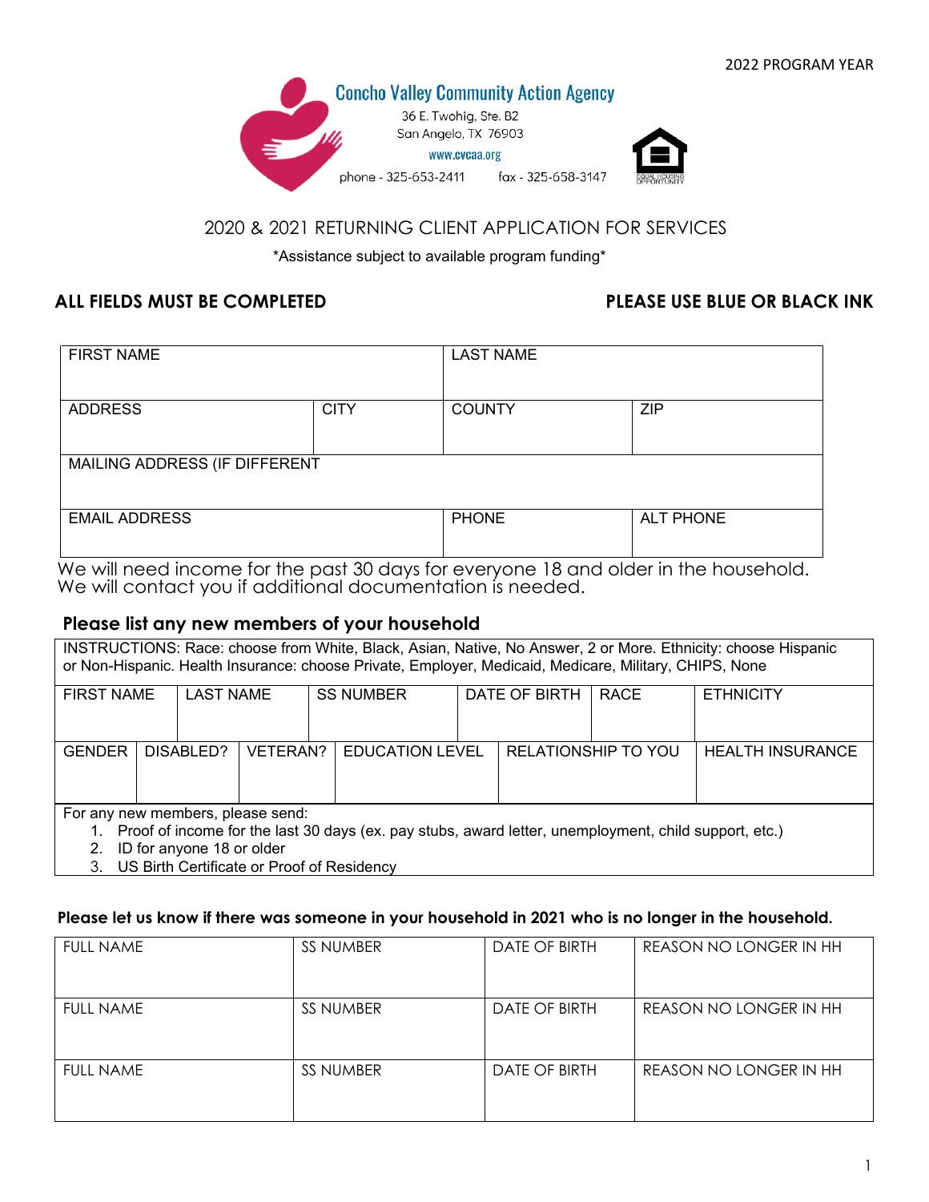2022 PROGRAM YEAR

**Concho Valley Community Action Agency**
36 E. Twohig, Ste. B2
San Angelo, TX 76903
www.cvcaa.org
phone - 325-653-2411 fax - 325-658-3147

## 2020 & 2021 RETURNING CLIENT APPLICATION FOR SERVICES

*Assistance subject to available program funding*

**ALL FIELDS MUST BE COMPLETED** **PLEASE USE BLUE OR BLACK INK**

| FIRST NAME | | LAST NAME | |
|---|---|---|---|
| ADDRESS | CITY | COUNTY | ZIP |
| MAILING ADDRESS (IF DIFFERENT | | | |
| EMAIL ADDRESS | | PHONE | ALT PHONE |

We will need income for the past 30 days for everyone 18 and older in the household.
We will contact you if additional documentation is needed.

### Please list any new members of your household

INSTRUCTIONS: Race: choose from White, Black, Asian, Native, No Answer, 2 or More. Ethnicity: choose Hispanic or Non-Hispanic. Health Insurance: choose Private, Employer, Medicaid, Medicare, Military, CHIPS, None

| FIRST NAME | LAST NAME | SS NUMBER | DATE OF BIRTH | RACE | ETHNICITY |
|---|---|---|---|---|---|
| | | | | | |

| GENDER | DISABLED? | VETERAN? | EDUCATION LEVEL | RELATIONSHIP TO YOU | HEALTH INSURANCE |
|---|---|---|---|---|---|
| | | | | | |

For any new members, please send:
1. Proof of income for the last 30 days (ex. pay stubs, award letter, unemployment, child support, etc.)
2. ID for anyone 18 or older
3. US Birth Certificate or Proof of Residency

### Please let us know if there was someone in your household in 2021 who is no longer in the household.

| FULL NAME | SS NUMBER | DATE OF BIRTH | REASON NO LONGER IN HH |
|---|---|---|---|
| FULL NAME | SS NUMBER | DATE OF BIRTH | REASON NO LONGER IN HH |
| FULL NAME | SS NUMBER | DATE OF BIRTH | REASON NO LONGER IN HH |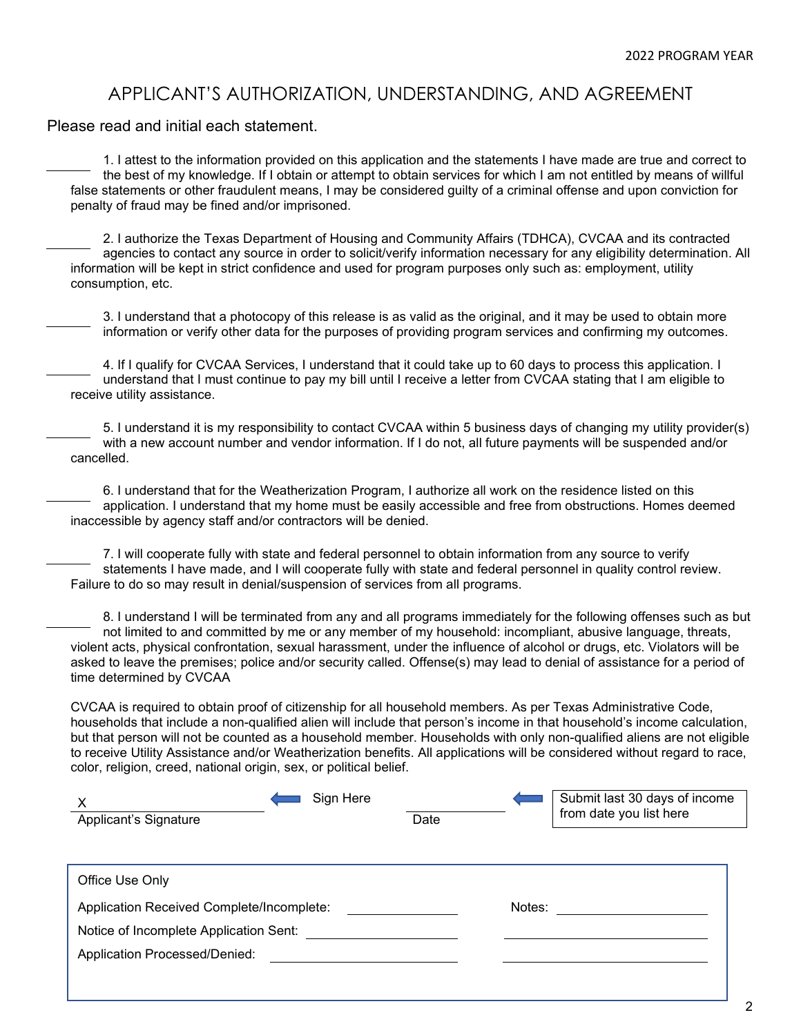# APPLICANT'S AUTHORIZATION, UNDERSTANDING, AND AGREEMENT

Please read and initial each statement.

_______ 1. I attest to the information provided on this application and the statements I have made are true and correct to the best of my knowledge. If I obtain or attempt to obtain services for which I am not entitled by means of willful false statements or other fraudulent means, I may be considered guilty of a criminal offense and upon conviction for penalty of fraud may be fined and/or imprisoned.

_______ 2. I authorize the Texas Department of Housing and Community Affairs (TDHCA), CVCAA and its contracted agencies to contact any source in order to solicit/verify information necessary for any eligibility determination. All information will be kept in strict confidence and used for program purposes only such as: employment, utility consumption, etc.

_______ 3. I understand that a photocopy of this release is as valid as the original, and it may be used to obtain more information or verify other data for the purposes of providing program services and confirming my outcomes.

_______ 4. If I qualify for CVCAA Services, I understand that it could take up to 60 days to process this application. I understand that I must continue to pay my bill until I receive a letter from CVCAA stating that I am eligible to receive utility assistance.

_______ 5. I understand it is my responsibility to contact CVCAA within 5 business days of changing my utility provider(s) with a new account number and vendor information. If I do not, all future payments will be suspended and/or cancelled.

_______ 6. I understand that for the Weatherization Program, I authorize all work on the residence listed on this application. I understand that my home must be easily accessible and free from obstructions. Homes deemed inaccessible by agency staff and/or contractors will be denied.

_______ 7. I will cooperate fully with state and federal personnel to obtain information from any source to verify statements I have made, and I will cooperate fully with state and federal personnel in quality control review. Failure to do so may result in denial/suspension of services from all programs.

_______ 8. I understand I will be terminated from any and all programs immediately for the following offenses such as but not limited to and committed by me or any member of my household: incompliant, abusive language, threats, violent acts, physical confrontation, sexual harassment, under the influence of alcohol or drugs, etc. Violators will be asked to leave the premises; police and/or security called. Offense(s) may lead to denial of assistance for a period of time determined by CVCAA

CVCAA is required to obtain proof of citizenship for all household members. As per Texas Administrative Code, households that include a non-qualified alien will include that person's income in that household's income calculation, but that person will not be counted as a household member. Households with only non-qualified aliens are not eligible to receive Utility Assistance and/or Weatherization benefits. All applications will be considered without regard to race, color, religion, creed, national origin, sex, or political belief.

X ______________________ ← Sign Here ______________ ← Submit last 30 days of income from date you list here

Applicant's Signature Date

---

**Office Use Only**

Application Received Complete/Incomplete: ______________ Notes: ______________

Notice of Incomplete Application Sent: ______________ ______________

Application Processed/Denied: ______________ ______________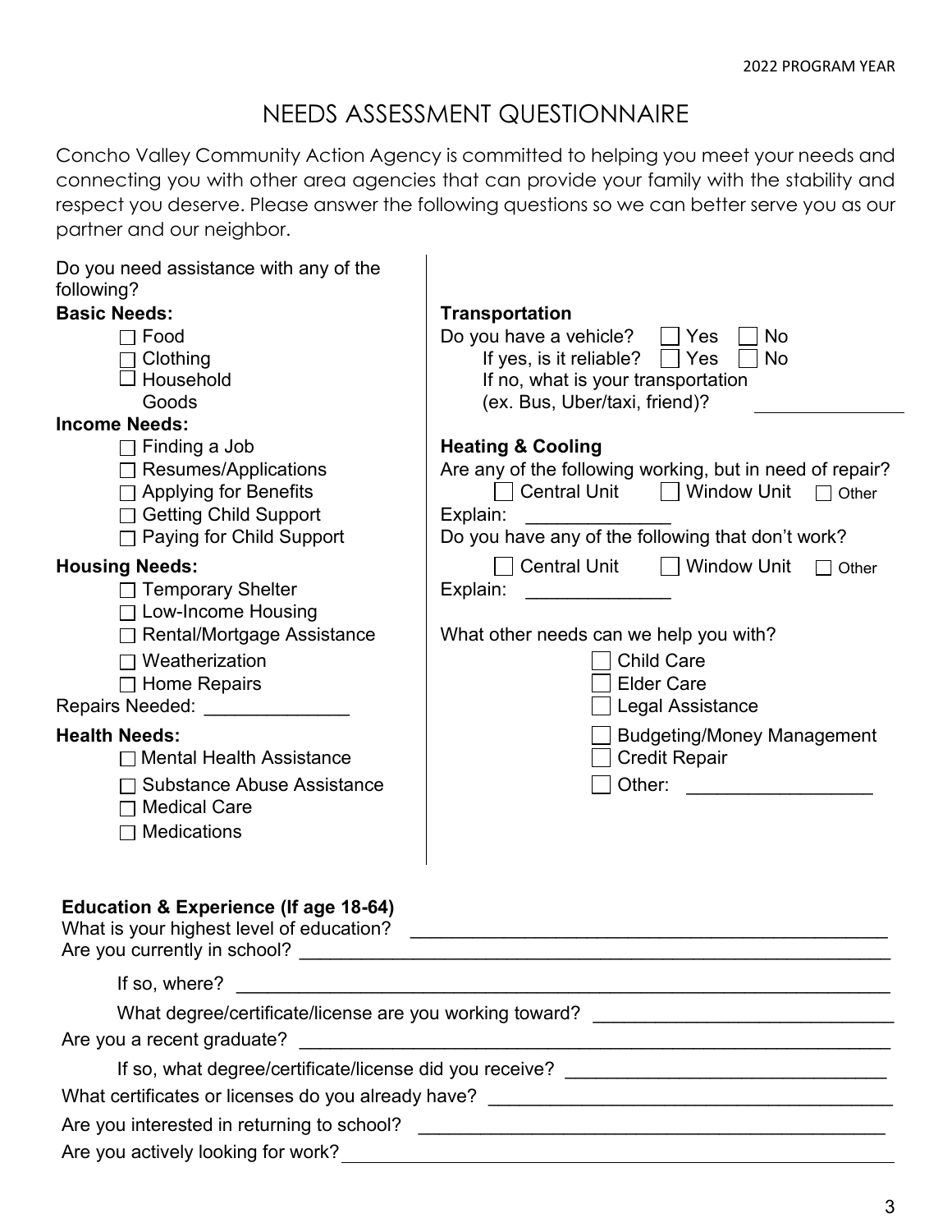# NEEDS ASSESSMENT QUESTIONNAIRE

Concho Valley Community Action Agency is committed to helping you meet your needs and connecting you with other area agencies that can provide your family with the stability and respect you deserve. Please answer the following questions so we can better serve you as our partner and our neighbor.

Do you need assistance with any of the following?

**Basic Needs:**

- ☐ Food
- ☐ Clothing
- ☐ Household Goods

**Income Needs:**

- ☐ Finding a Job
- ☐ Resumes/Applications
- ☐ Applying for Benefits
- ☐ Getting Child Support
- ☐ Paying for Child Support

**Housing Needs:**

- ☐ Temporary Shelter
- ☐ Low-Income Housing
- ☐ Rental/Mortgage Assistance
- ☐ Weatherization
- ☐ Home Repairs

Repairs Needed: ______________

**Health Needs:**

- ☐ Mental Health Assistance
- ☐ Substance Abuse Assistance
- ☐ Medical Care
- ☐ Medications

**Transportation**

Do you have a vehicle? ☐ Yes ☐ No

If yes, is it reliable? ☐ Yes ☐ No

If no, what is your transportation (ex. Bus, Uber/taxi, friend)? _______________

**Heating & Cooling**

Are any of the following working, but in need of repair?

☐ Central Unit ☐ Window Unit ☐ Other

Explain: ______________

Do you have any of the following that don't work?

☐ Central Unit ☐ Window Unit ☐ Other

Explain: ______________

What other needs can we help you with?

- ☐ Child Care
- ☐ Elder Care
- ☐ Legal Assistance
- ☐ Budgeting/Money Management
- ☐ Credit Repair
- ☐ Other: __________________

**Education & Experience (If age 18-64)**

What is your highest level of education? ______________________________________________

Are you currently in school? ____________________________________________________________

If so, where? ____________________________________________________________________

What degree/certificate/license are you working toward? _____________________________

Are you a recent graduate? ______________________________________________________________

If so, what degree/certificate/license did you receive? ______________________________

What certificates or licenses do you already have? ________________________________________

Are you interested in returning to school? ______________________________________________

Are you actively looking for work? ____________________________________________________